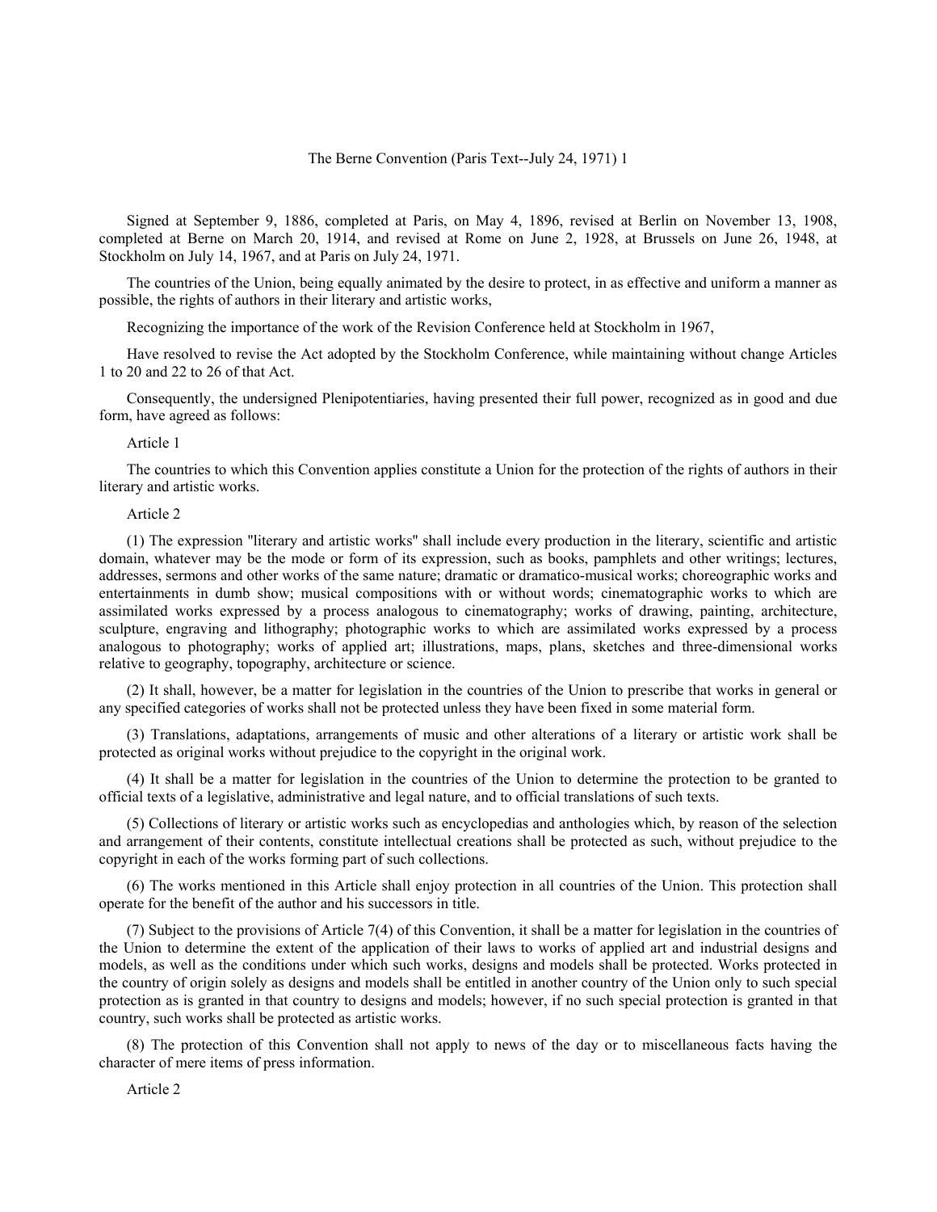# The Berne Convention (Paris Text--July 24, 1971) 1

Signed at September 9, 1886, completed at Paris, on May 4, 1896, revised at Berlin on November 13, 1908, completed at Berne on March 20, 1914, and revised at Rome on June 2, 1928, at Brussels on June 26, 1948, at Stockholm on July 14, 1967, and at Paris on July 24, 1971.

The countries of the Union, being equally animated by the desire to protect, in as effective and uniform a manner as possible, the rights of authors in their literary and artistic works,

Recognizing the importance of the work of the Revision Conference held at Stockholm in 1967,

Have resolved to revise the Act adopted by the Stockholm Conference, while maintaining without change Articles 1 to 20 and 22 to 26 of that Act.

Consequently, the undersigned Plenipotentiaries, having presented their full power, recognized as in good and due form, have agreed as follows:

## Article 1

The countries to which this Convention applies constitute a Union for the protection of the rights of authors in their literary and artistic works.

## Article 2

(1) The expression "literary and artistic works" shall include every production in the literary, scientific and artistic domain, whatever may be the mode or form of its expression, such as books, pamphlets and other writings; lectures, addresses, sermons and other works of the same nature; dramatic or dramatico-musical works; choreographic works and entertainments in dumb show; musical compositions with or without words; cinematographic works to which are assimilated works expressed by a process analogous to cinematography; works of drawing, painting, architecture, sculpture, engraving and lithography; photographic works to which are assimilated works expressed by a process analogous to photography; works of applied art; illustrations, maps, plans, sketches and three-dimensional works relative to geography, topography, architecture or science.

(2) It shall, however, be a matter for legislation in the countries of the Union to prescribe that works in general or any specified categories of works shall not be protected unless they have been fixed in some material form.

(3) Translations, adaptations, arrangements of music and other alterations of a literary or artistic work shall be protected as original works without prejudice to the copyright in the original work.

(4) It shall be a matter for legislation in the countries of the Union to determine the protection to be granted to official texts of a legislative, administrative and legal nature, and to official translations of such texts.

(5) Collections of literary or artistic works such as encyclopedias and anthologies which, by reason of the selection and arrangement of their contents, constitute intellectual creations shall be protected as such, without prejudice to the copyright in each of the works forming part of such collections.

(6) The works mentioned in this Article shall enjoy protection in all countries of the Union. This protection shall operate for the benefit of the author and his successors in title.

(7) Subject to the provisions of Article 7(4) of this Convention, it shall be a matter for legislation in the countries of the Union to determine the extent of the application of their laws to works of applied art and industrial designs and models, as well as the conditions under which such works, designs and models shall be protected. Works protected in the country of origin solely as designs and models shall be entitled in another country of the Union only to such special protection as is granted in that country to designs and models; however, if no such special protection is granted in that country, such works shall be protected as artistic works.

(8) The protection of this Convention shall not apply to news of the day or to miscellaneous facts having the character of mere items of press information.

## Article 2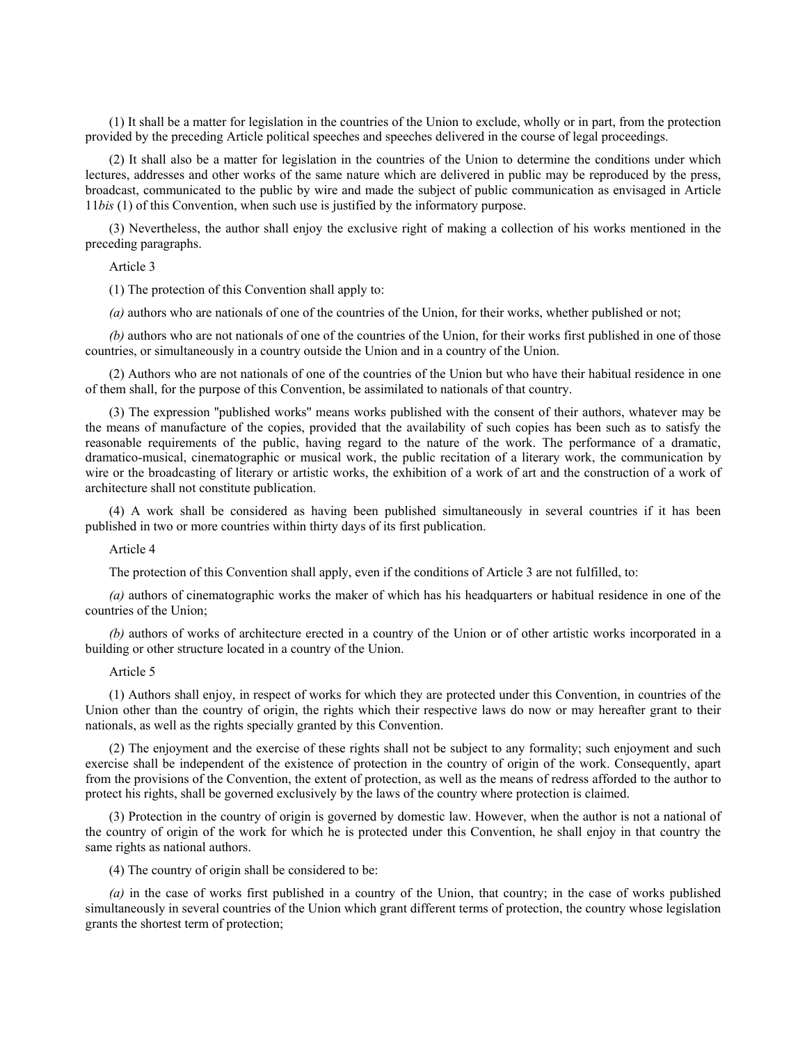(1) It shall be a matter for legislation in the countries of the Union to exclude, wholly or in part, from the protection provided by the preceding Article political speeches and speeches delivered in the course of legal proceedings.

(2) It shall also be a matter for legislation in the countries of the Union to determine the conditions under which lectures, addresses and other works of the same nature which are delivered in public may be reproduced by the press, broadcast, communicated to the public by wire and made the subject of public communication as envisaged in Article 11*bis* (1) of this Convention, when such use is justified by the informatory purpose.

(3) Nevertheless, the author shall enjoy the exclusive right of making a collection of his works mentioned in the preceding paragraphs.

Article 3

(1) The protection of this Convention shall apply to:

*(a)* authors who are nationals of one of the countries of the Union, for their works, whether published or not;

*(b)* authors who are not nationals of one of the countries of the Union, for their works first published in one of those countries, or simultaneously in a country outside the Union and in a country of the Union.

(2) Authors who are not nationals of one of the countries of the Union but who have their habitual residence in one of them shall, for the purpose of this Convention, be assimilated to nationals of that country.

(3) The expression "published works" means works published with the consent of their authors, whatever may be the means of manufacture of the copies, provided that the availability of such copies has been such as to satisfy the reasonable requirements of the public, having regard to the nature of the work. The performance of a dramatic, dramatico-musical, cinematographic or musical work, the public recitation of a literary work, the communication by wire or the broadcasting of literary or artistic works, the exhibition of a work of art and the construction of a work of architecture shall not constitute publication.

(4) A work shall be considered as having been published simultaneously in several countries if it has been published in two or more countries within thirty days of its first publication.

Article 4

The protection of this Convention shall apply, even if the conditions of Article 3 are not fulfilled, to:

*(a)* authors of cinematographic works the maker of which has his headquarters or habitual residence in one of the countries of the Union;

*(b)* authors of works of architecture erected in a country of the Union or of other artistic works incorporated in a building or other structure located in a country of the Union.

Article 5

(1) Authors shall enjoy, in respect of works for which they are protected under this Convention, in countries of the Union other than the country of origin, the rights which their respective laws do now or may hereafter grant to their nationals, as well as the rights specially granted by this Convention.

(2) The enjoyment and the exercise of these rights shall not be subject to any formality; such enjoyment and such exercise shall be independent of the existence of protection in the country of origin of the work. Consequently, apart from the provisions of the Convention, the extent of protection, as well as the means of redress afforded to the author to protect his rights, shall be governed exclusively by the laws of the country where protection is claimed.

(3) Protection in the country of origin is governed by domestic law. However, when the author is not a national of the country of origin of the work for which he is protected under this Convention, he shall enjoy in that country the same rights as national authors.

(4) The country of origin shall be considered to be:

*(a)* in the case of works first published in a country of the Union, that country; in the case of works published simultaneously in several countries of the Union which grant different terms of protection, the country whose legislation grants the shortest term of protection;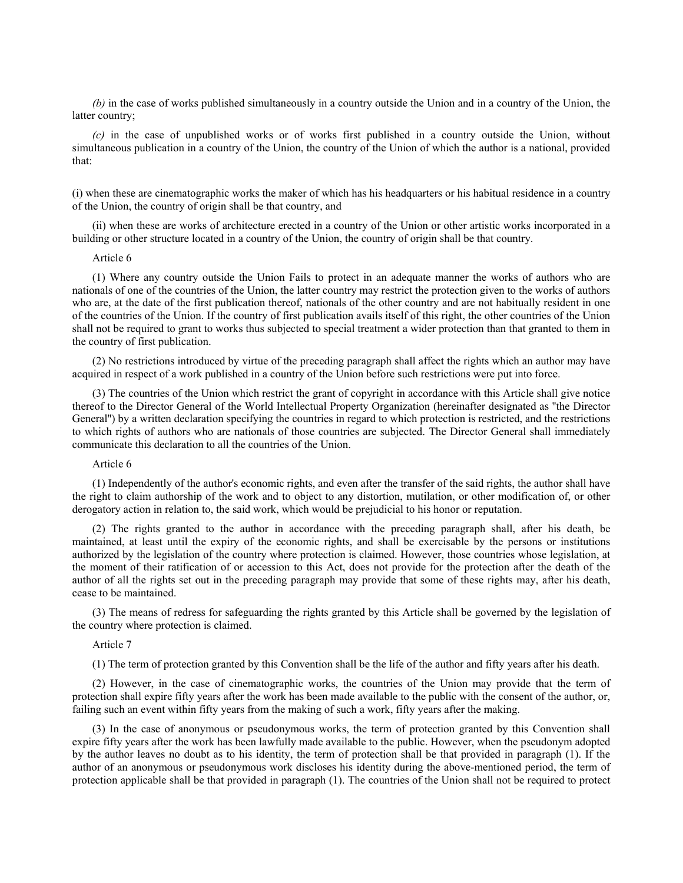*(b)* in the case of works published simultaneously in a country outside the Union and in a country of the Union, the latter country;

*(c)* in the case of unpublished works or of works first published in a country outside the Union, without simultaneous publication in a country of the Union, the country of the Union of which the author is a national, provided that:

(i) when these are cinematographic works the maker of which has his headquarters or his habitual residence in a country of the Union, the country of origin shall be that country, and

(ii) when these are works of architecture erected in a country of the Union or other artistic works incorporated in a building or other structure located in a country of the Union, the country of origin shall be that country.

Article 6

(1) Where any country outside the Union Fails to protect in an adequate manner the works of authors who are nationals of one of the countries of the Union, the latter country may restrict the protection given to the works of authors who are, at the date of the first publication thereof, nationals of the other country and are not habitually resident in one of the countries of the Union. If the country of first publication avails itself of this right, the other countries of the Union shall not be required to grant to works thus subjected to special treatment a wider protection than that granted to them in the country of first publication.

(2) No restrictions introduced by virtue of the preceding paragraph shall affect the rights which an author may have acquired in respect of a work published in a country of the Union before such restrictions were put into force.

(3) The countries of the Union which restrict the grant of copyright in accordance with this Article shall give notice thereof to the Director General of the World Intellectual Property Organization (hereinafter designated as "the Director General") by a written declaration specifying the countries in regard to which protection is restricted, and the restrictions to which rights of authors who are nationals of those countries are subjected. The Director General shall immediately communicate this declaration to all the countries of the Union.

Article 6

(1) Independently of the author's economic rights, and even after the transfer of the said rights, the author shall have the right to claim authorship of the work and to object to any distortion, mutilation, or other modification of, or other derogatory action in relation to, the said work, which would be prejudicial to his honor or reputation.

(2) The rights granted to the author in accordance with the preceding paragraph shall, after his death, be maintained, at least until the expiry of the economic rights, and shall be exercisable by the persons or institutions authorized by the legislation of the country where protection is claimed. However, those countries whose legislation, at the moment of their ratification of or accession to this Act, does not provide for the protection after the death of the author of all the rights set out in the preceding paragraph may provide that some of these rights may, after his death, cease to be maintained.

(3) The means of redress for safeguarding the rights granted by this Article shall be governed by the legislation of the country where protection is claimed.

Article 7

(1) The term of protection granted by this Convention shall be the life of the author and fifty years after his death.

(2) However, in the case of cinematographic works, the countries of the Union may provide that the term of protection shall expire fifty years after the work has been made available to the public with the consent of the author, or, failing such an event within fifty years from the making of such a work, fifty years after the making.

(3) In the case of anonymous or pseudonymous works, the term of protection granted by this Convention shall expire fifty years after the work has been lawfully made available to the public. However, when the pseudonym adopted by the author leaves no doubt as to his identity, the term of protection shall be that provided in paragraph (1). If the author of an anonymous or pseudonymous work discloses his identity during the above-mentioned period, the term of protection applicable shall be that provided in paragraph (1). The countries of the Union shall not be required to protect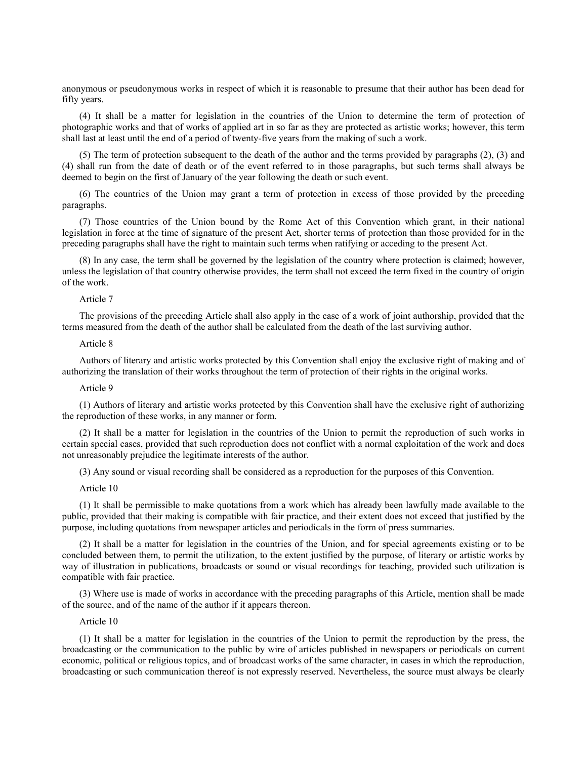anonymous or pseudonymous works in respect of which it is reasonable to presume that their author has been dead for fifty years.

(4) It shall be a matter for legislation in the countries of the Union to determine the term of protection of photographic works and that of works of applied art in so far as they are protected as artistic works; however, this term shall last at least until the end of a period of twenty-five years from the making of such a work.

(5) The term of protection subsequent to the death of the author and the terms provided by paragraphs (2), (3) and (4) shall run from the date of death or of the event referred to in those paragraphs, but such terms shall always be deemed to begin on the first of January of the year following the death or such event.

(6) The countries of the Union may grant a term of protection in excess of those provided by the preceding paragraphs.

(7) Those countries of the Union bound by the Rome Act of this Convention which grant, in their national legislation in force at the time of signature of the present Act, shorter terms of protection than those provided for in the preceding paragraphs shall have the right to maintain such terms when ratifying or acceding to the present Act.

(8) In any case, the term shall be governed by the legislation of the country where protection is claimed; however, unless the legislation of that country otherwise provides, the term shall not exceed the term fixed in the country of origin of the work.

Article 7

The provisions of the preceding Article shall also apply in the case of a work of joint authorship, provided that the terms measured from the death of the author shall be calculated from the death of the last surviving author.

Article 8

Authors of literary and artistic works protected by this Convention shall enjoy the exclusive right of making and of authorizing the translation of their works throughout the term of protection of their rights in the original works.

Article 9

(1) Authors of literary and artistic works protected by this Convention shall have the exclusive right of authorizing the reproduction of these works, in any manner or form.

(2) It shall be a matter for legislation in the countries of the Union to permit the reproduction of such works in certain special cases, provided that such reproduction does not conflict with a normal exploitation of the work and does not unreasonably prejudice the legitimate interests of the author.

(3) Any sound or visual recording shall be considered as a reproduction for the purposes of this Convention.

Article 10

(1) It shall be permissible to make quotations from a work which has already been lawfully made available to the public, provided that their making is compatible with fair practice, and their extent does not exceed that justified by the purpose, including quotations from newspaper articles and periodicals in the form of press summaries.

(2) It shall be a matter for legislation in the countries of the Union, and for special agreements existing or to be concluded between them, to permit the utilization, to the extent justified by the purpose, of literary or artistic works by way of illustration in publications, broadcasts or sound or visual recordings for teaching, provided such utilization is compatible with fair practice.

(3) Where use is made of works in accordance with the preceding paragraphs of this Article, mention shall be made of the source, and of the name of the author if it appears thereon.

Article 10

(1) It shall be a matter for legislation in the countries of the Union to permit the reproduction by the press, the broadcasting or the communication to the public by wire of articles published in newspapers or periodicals on current economic, political or religious topics, and of broadcast works of the same character, in cases in which the reproduction, broadcasting or such communication thereof is not expressly reserved. Nevertheless, the source must always be clearly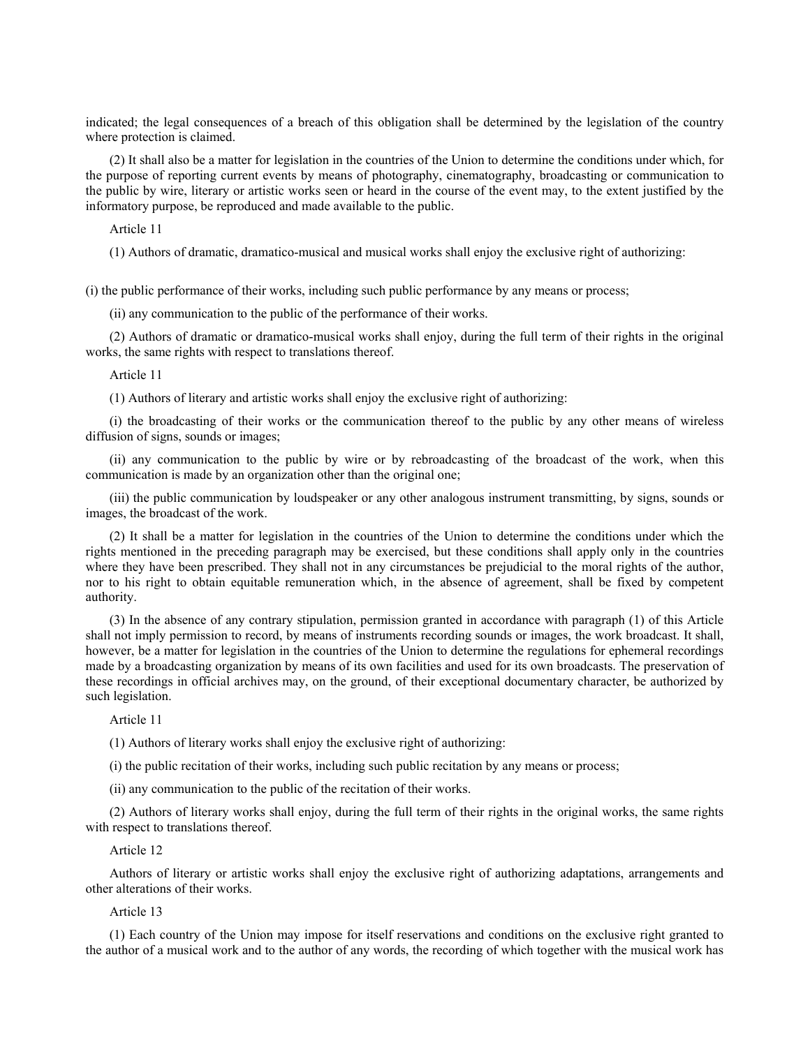indicated; the legal consequences of a breach of this obligation shall be determined by the legislation of the country where protection is claimed.

(2) It shall also be a matter for legislation in the countries of the Union to determine the conditions under which, for the purpose of reporting current events by means of photography, cinematography, broadcasting or communication to the public by wire, literary or artistic works seen or heard in the course of the event may, to the extent justified by the informatory purpose, be reproduced and made available to the public.

Article 11

(1) Authors of dramatic, dramatico-musical and musical works shall enjoy the exclusive right of authorizing:

(i) the public performance of their works, including such public performance by any means or process;

(ii) any communication to the public of the performance of their works.

(2) Authors of dramatic or dramatico-musical works shall enjoy, during the full term of their rights in the original works, the same rights with respect to translations thereof.

Article 11

(1) Authors of literary and artistic works shall enjoy the exclusive right of authorizing:

(i) the broadcasting of their works or the communication thereof to the public by any other means of wireless diffusion of signs, sounds or images;

(ii) any communication to the public by wire or by rebroadcasting of the broadcast of the work, when this communication is made by an organization other than the original one;

(iii) the public communication by loudspeaker or any other analogous instrument transmitting, by signs, sounds or images, the broadcast of the work.

(2) It shall be a matter for legislation in the countries of the Union to determine the conditions under which the rights mentioned in the preceding paragraph may be exercised, but these conditions shall apply only in the countries where they have been prescribed. They shall not in any circumstances be prejudicial to the moral rights of the author, nor to his right to obtain equitable remuneration which, in the absence of agreement, shall be fixed by competent authority.

(3) In the absence of any contrary stipulation, permission granted in accordance with paragraph (1) of this Article shall not imply permission to record, by means of instruments recording sounds or images, the work broadcast. It shall, however, be a matter for legislation in the countries of the Union to determine the regulations for ephemeral recordings made by a broadcasting organization by means of its own facilities and used for its own broadcasts. The preservation of these recordings in official archives may, on the ground, of their exceptional documentary character, be authorized by such legislation.

Article 11

(1) Authors of literary works shall enjoy the exclusive right of authorizing:

(i) the public recitation of their works, including such public recitation by any means or process;

(ii) any communication to the public of the recitation of their works.

(2) Authors of literary works shall enjoy, during the full term of their rights in the original works, the same rights with respect to translations thereof.

Article 12

Authors of literary or artistic works shall enjoy the exclusive right of authorizing adaptations, arrangements and other alterations of their works.

Article 13

(1) Each country of the Union may impose for itself reservations and conditions on the exclusive right granted to the author of a musical work and to the author of any words, the recording of which together with the musical work has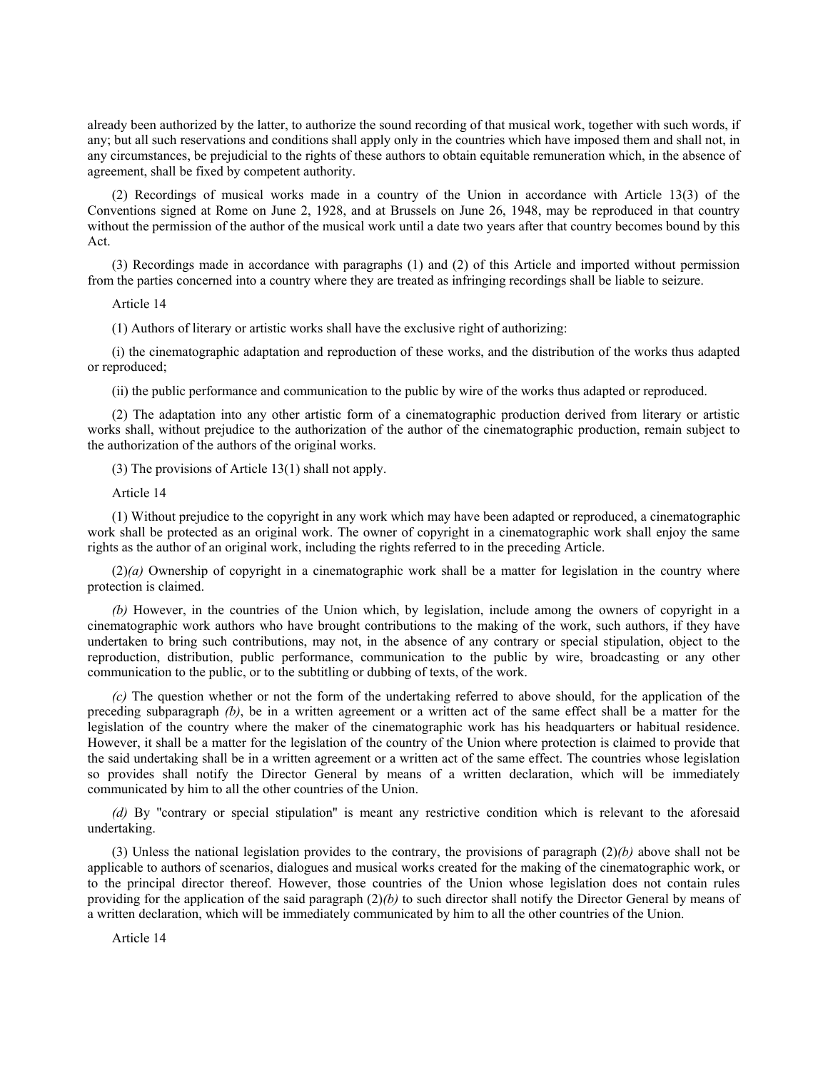already been authorized by the latter, to authorize the sound recording of that musical work, together with such words, if any; but all such reservations and conditions shall apply only in the countries which have imposed them and shall not, in any circumstances, be prejudicial to the rights of these authors to obtain equitable remuneration which, in the absence of agreement, shall be fixed by competent authority.

(2) Recordings of musical works made in a country of the Union in accordance with Article 13(3) of the Conventions signed at Rome on June 2, 1928, and at Brussels on June 26, 1948, may be reproduced in that country without the permission of the author of the musical work until a date two years after that country becomes bound by this Act.

(3) Recordings made in accordance with paragraphs (1) and (2) of this Article and imported without permission from the parties concerned into a country where they are treated as infringing recordings shall be liable to seizure.

Article 14

(1) Authors of literary or artistic works shall have the exclusive right of authorizing:

(i) the cinematographic adaptation and reproduction of these works, and the distribution of the works thus adapted or reproduced;

(ii) the public performance and communication to the public by wire of the works thus adapted or reproduced.

(2) The adaptation into any other artistic form of a cinematographic production derived from literary or artistic works shall, without prejudice to the authorization of the author of the cinematographic production, remain subject to the authorization of the authors of the original works.

(3) The provisions of Article 13(1) shall not apply.

Article 14

(1) Without prejudice to the copyright in any work which may have been adapted or reproduced, a cinematographic work shall be protected as an original work. The owner of copyright in a cinematographic work shall enjoy the same rights as the author of an original work, including the rights referred to in the preceding Article.

(2)*(a)* Ownership of copyright in a cinematographic work shall be a matter for legislation in the country where protection is claimed.

*(b)* However, in the countries of the Union which, by legislation, include among the owners of copyright in a cinematographic work authors who have brought contributions to the making of the work, such authors, if they have undertaken to bring such contributions, may not, in the absence of any contrary or special stipulation, object to the reproduction, distribution, public performance, communication to the public by wire, broadcasting or any other communication to the public, or to the subtitling or dubbing of texts, of the work.

*(c)* The question whether or not the form of the undertaking referred to above should, for the application of the preceding subparagraph *(b)*, be in a written agreement or a written act of the same effect shall be a matter for the legislation of the country where the maker of the cinematographic work has his headquarters or habitual residence. However, it shall be a matter for the legislation of the country of the Union where protection is claimed to provide that the said undertaking shall be in a written agreement or a written act of the same effect. The countries whose legislation so provides shall notify the Director General by means of a written declaration, which will be immediately communicated by him to all the other countries of the Union.

*(d)* By "contrary or special stipulation" is meant any restrictive condition which is relevant to the aforesaid undertaking.

(3) Unless the national legislation provides to the contrary, the provisions of paragraph (2)*(b)* above shall not be applicable to authors of scenarios, dialogues and musical works created for the making of the cinematographic work, or to the principal director thereof. However, those countries of the Union whose legislation does not contain rules providing for the application of the said paragraph (2)*(b)* to such director shall notify the Director General by means of a written declaration, which will be immediately communicated by him to all the other countries of the Union.

Article 14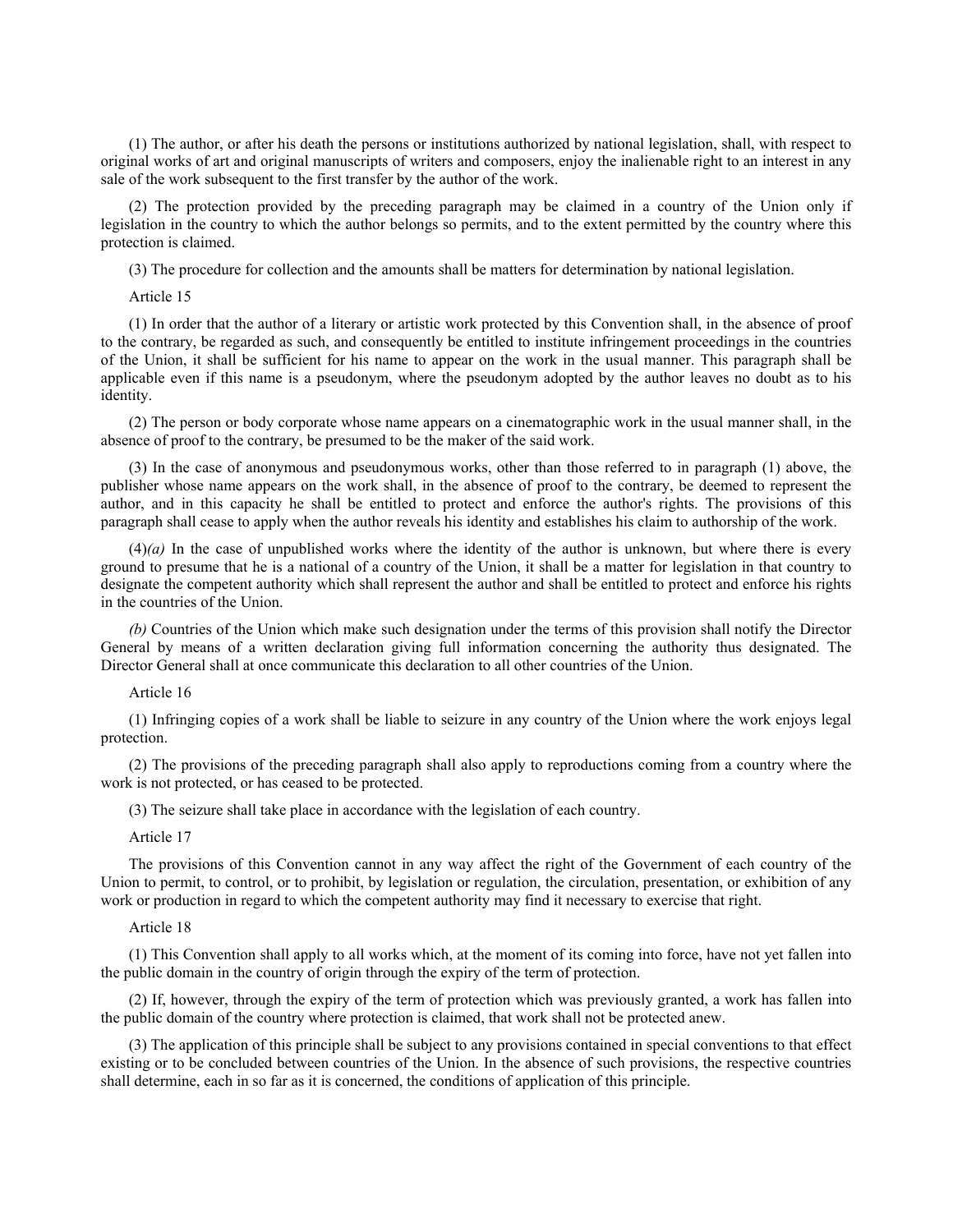(1) The author, or after his death the persons or institutions authorized by national legislation, shall, with respect to original works of art and original manuscripts of writers and composers, enjoy the inalienable right to an interest in any sale of the work subsequent to the first transfer by the author of the work.

(2) The protection provided by the preceding paragraph may be claimed in a country of the Union only if legislation in the country to which the author belongs so permits, and to the extent permitted by the country where this protection is claimed.

(3) The procedure for collection and the amounts shall be matters for determination by national legislation.

Article 15

(1) In order that the author of a literary or artistic work protected by this Convention shall, in the absence of proof to the contrary, be regarded as such, and consequently be entitled to institute infringement proceedings in the countries of the Union, it shall be sufficient for his name to appear on the work in the usual manner. This paragraph shall be applicable even if this name is a pseudonym, where the pseudonym adopted by the author leaves no doubt as to his identity.

(2) The person or body corporate whose name appears on a cinematographic work in the usual manner shall, in the absence of proof to the contrary, be presumed to be the maker of the said work.

(3) In the case of anonymous and pseudonymous works, other than those referred to in paragraph (1) above, the publisher whose name appears on the work shall, in the absence of proof to the contrary, be deemed to represent the author, and in this capacity he shall be entitled to protect and enforce the author's rights. The provisions of this paragraph shall cease to apply when the author reveals his identity and establishes his claim to authorship of the work.

(4)*(a)* In the case of unpublished works where the identity of the author is unknown, but where there is every ground to presume that he is a national of a country of the Union, it shall be a matter for legislation in that country to designate the competent authority which shall represent the author and shall be entitled to protect and enforce his rights in the countries of the Union.

*(b)* Countries of the Union which make such designation under the terms of this provision shall notify the Director General by means of a written declaration giving full information concerning the authority thus designated. The Director General shall at once communicate this declaration to all other countries of the Union.

Article 16

(1) Infringing copies of a work shall be liable to seizure in any country of the Union where the work enjoys legal protection.

(2) The provisions of the preceding paragraph shall also apply to reproductions coming from a country where the work is not protected, or has ceased to be protected.

(3) The seizure shall take place in accordance with the legislation of each country.

Article 17

The provisions of this Convention cannot in any way affect the right of the Government of each country of the Union to permit, to control, or to prohibit, by legislation or regulation, the circulation, presentation, or exhibition of any work or production in regard to which the competent authority may find it necessary to exercise that right.

Article 18

(1) This Convention shall apply to all works which, at the moment of its coming into force, have not yet fallen into the public domain in the country of origin through the expiry of the term of protection.

(2) If, however, through the expiry of the term of protection which was previously granted, a work has fallen into the public domain of the country where protection is claimed, that work shall not be protected anew.

(3) The application of this principle shall be subject to any provisions contained in special conventions to that effect existing or to be concluded between countries of the Union. In the absence of such provisions, the respective countries shall determine, each in so far as it is concerned, the conditions of application of this principle.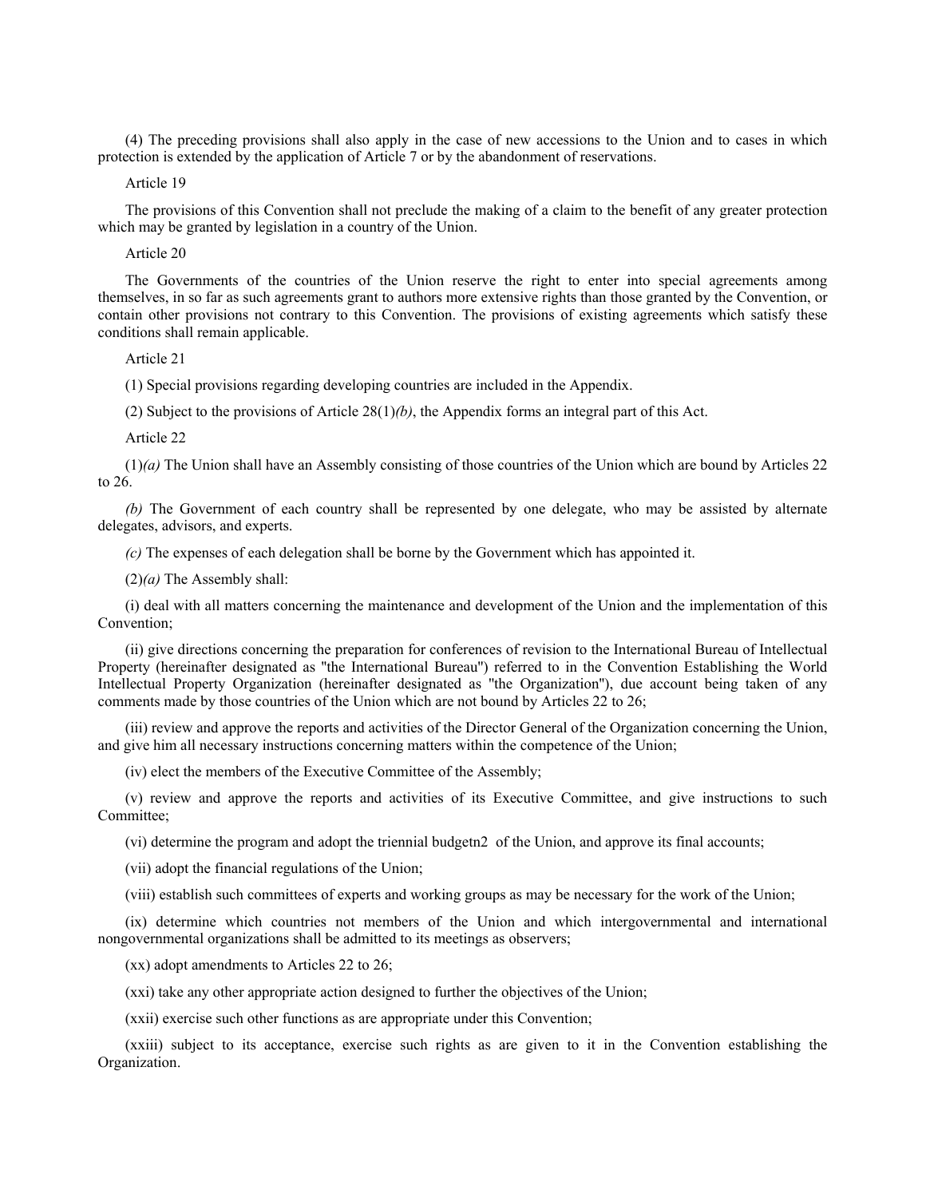(4) The preceding provisions shall also apply in the case of new accessions to the Union and to cases in which protection is extended by the application of Article 7 or by the abandonment of reservations.

Article 19

The provisions of this Convention shall not preclude the making of a claim to the benefit of any greater protection which may be granted by legislation in a country of the Union.

Article 20

The Governments of the countries of the Union reserve the right to enter into special agreements among themselves, in so far as such agreements grant to authors more extensive rights than those granted by the Convention, or contain other provisions not contrary to this Convention. The provisions of existing agreements which satisfy these conditions shall remain applicable.

Article 21

(1) Special provisions regarding developing countries are included in the Appendix.

(2) Subject to the provisions of Article 28(1)*(b)*, the Appendix forms an integral part of this Act.

Article 22

(1)*(a)* The Union shall have an Assembly consisting of those countries of the Union which are bound by Articles 22 to 26.

*(b)* The Government of each country shall be represented by one delegate, who may be assisted by alternate delegates, advisors, and experts.

*(c)* The expenses of each delegation shall be borne by the Government which has appointed it.

(2)*(a)* The Assembly shall:

(i) deal with all matters concerning the maintenance and development of the Union and the implementation of this Convention;

(ii) give directions concerning the preparation for conferences of revision to the International Bureau of Intellectual Property (hereinafter designated as "the International Bureau") referred to in the Convention Establishing the World Intellectual Property Organization (hereinafter designated as "the Organization"), due account being taken of any comments made by those countries of the Union which are not bound by Articles 22 to 26;

(iii) review and approve the reports and activities of the Director General of the Organization concerning the Union, and give him all necessary instructions concerning matters within the competence of the Union;

(iv) elect the members of the Executive Committee of the Assembly;

(v) review and approve the reports and activities of its Executive Committee, and give instructions to such Committee;

(vi) determine the program and adopt the triennial budgetn2 of the Union, and approve its final accounts;

(vii) adopt the financial regulations of the Union;

(viii) establish such committees of experts and working groups as may be necessary for the work of the Union;

(ix) determine which countries not members of the Union and which intergovernmental and international nongovernmental organizations shall be admitted to its meetings as observers;

(xx) adopt amendments to Articles 22 to 26;

(xxi) take any other appropriate action designed to further the objectives of the Union;

(xxii) exercise such other functions as are appropriate under this Convention;

(xxiii) subject to its acceptance, exercise such rights as are given to it in the Convention establishing the Organization.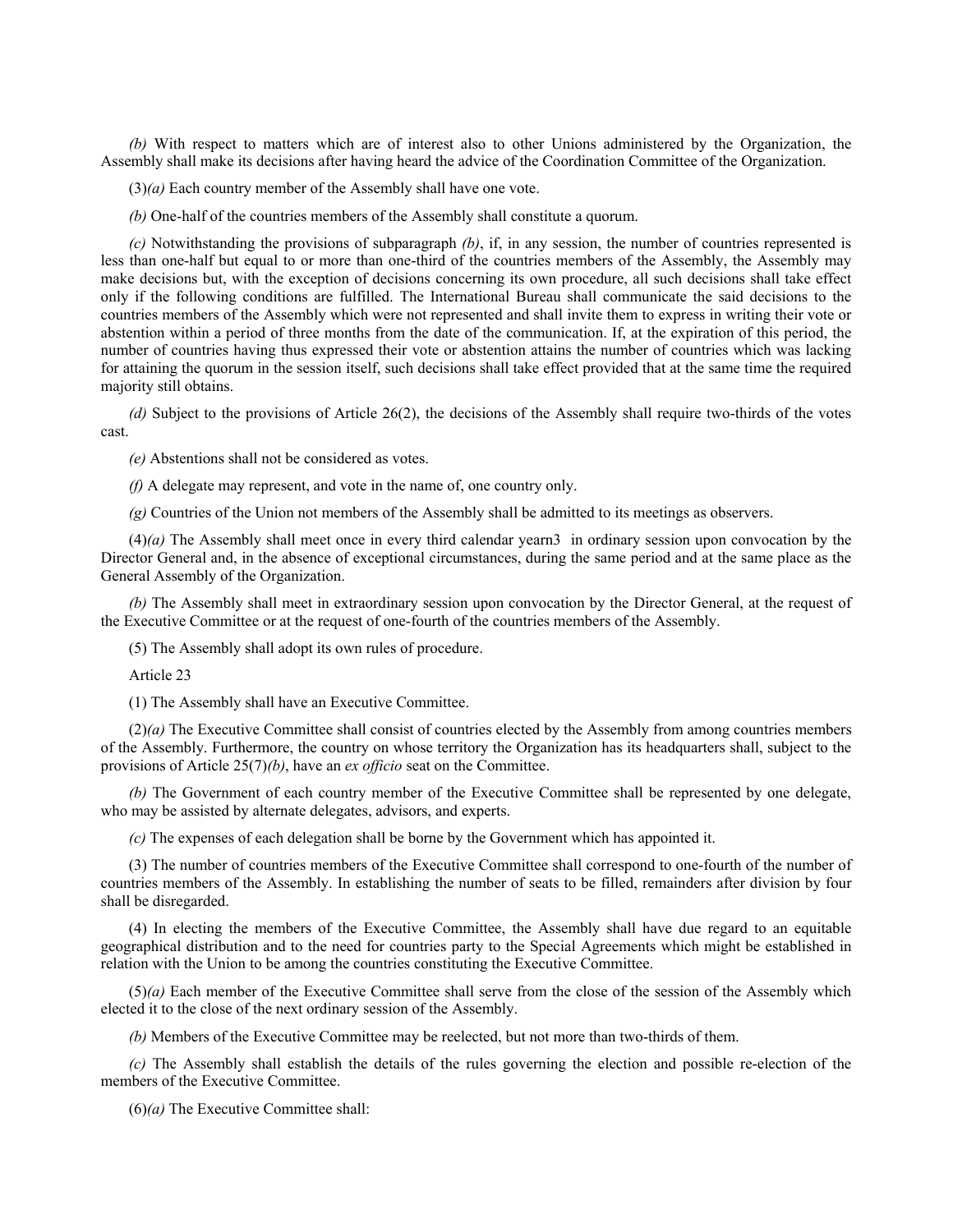*(b)* With respect to matters which are of interest also to other Unions administered by the Organization, the Assembly shall make its decisions after having heard the advice of the Coordination Committee of the Organization.

(3)*(a)* Each country member of the Assembly shall have one vote.

*(b)* One-half of the countries members of the Assembly shall constitute a quorum.

*(c)* Notwithstanding the provisions of subparagraph *(b)*, if, in any session, the number of countries represented is less than one-half but equal to or more than one-third of the countries members of the Assembly, the Assembly may make decisions but, with the exception of decisions concerning its own procedure, all such decisions shall take effect only if the following conditions are fulfilled. The International Bureau shall communicate the said decisions to the countries members of the Assembly which were not represented and shall invite them to express in writing their vote or abstention within a period of three months from the date of the communication. If, at the expiration of this period, the number of countries having thus expressed their vote or abstention attains the number of countries which was lacking for attaining the quorum in the session itself, such decisions shall take effect provided that at the same time the required majority still obtains.

*(d)* Subject to the provisions of Article 26(2), the decisions of the Assembly shall require two-thirds of the votes cast.

*(e)* Abstentions shall not be considered as votes.

*(f)* A delegate may represent, and vote in the name of, one country only.

*(g)* Countries of the Union not members of the Assembly shall be admitted to its meetings as observers.

(4)*(a)* The Assembly shall meet once in every third calendar yearn3 in ordinary session upon convocation by the Director General and, in the absence of exceptional circumstances, during the same period and at the same place as the General Assembly of the Organization.

*(b)* The Assembly shall meet in extraordinary session upon convocation by the Director General, at the request of the Executive Committee or at the request of one-fourth of the countries members of the Assembly.

(5) The Assembly shall adopt its own rules of procedure.

Article 23

(1) The Assembly shall have an Executive Committee.

(2)*(a)* The Executive Committee shall consist of countries elected by the Assembly from among countries members of the Assembly. Furthermore, the country on whose territory the Organization has its headquarters shall, subject to the provisions of Article 25(7)*(b)*, have an *ex officio* seat on the Committee.

*(b)* The Government of each country member of the Executive Committee shall be represented by one delegate, who may be assisted by alternate delegates, advisors, and experts.

*(c)* The expenses of each delegation shall be borne by the Government which has appointed it.

(3) The number of countries members of the Executive Committee shall correspond to one-fourth of the number of countries members of the Assembly. In establishing the number of seats to be filled, remainders after division by four shall be disregarded.

(4) In electing the members of the Executive Committee, the Assembly shall have due regard to an equitable geographical distribution and to the need for countries party to the Special Agreements which might be established in relation with the Union to be among the countries constituting the Executive Committee.

(5)*(a)* Each member of the Executive Committee shall serve from the close of the session of the Assembly which elected it to the close of the next ordinary session of the Assembly.

*(b)* Members of the Executive Committee may be reelected, but not more than two-thirds of them.

*(c)* The Assembly shall establish the details of the rules governing the election and possible re-election of the members of the Executive Committee.

(6)*(a)* The Executive Committee shall: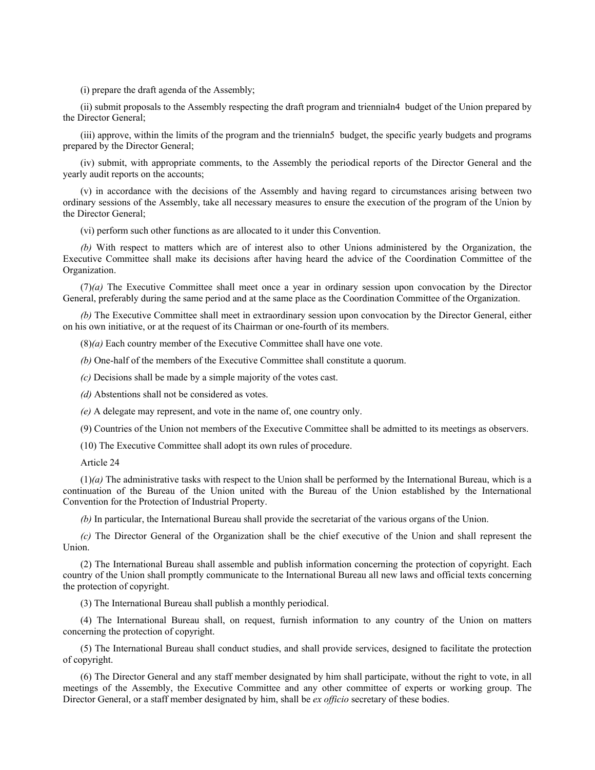(i) prepare the draft agenda of the Assembly;

(ii) submit proposals to the Assembly respecting the draft program and triennialn4 budget of the Union prepared by the Director General;

(iii) approve, within the limits of the program and the triennialn5 budget, the specific yearly budgets and programs prepared by the Director General;

(iv) submit, with appropriate comments, to the Assembly the periodical reports of the Director General and the yearly audit reports on the accounts;

(v) in accordance with the decisions of the Assembly and having regard to circumstances arising between two ordinary sessions of the Assembly, take all necessary measures to ensure the execution of the program of the Union by the Director General;

(vi) perform such other functions as are allocated to it under this Convention.

*(b)* With respect to matters which are of interest also to other Unions administered by the Organization, the Executive Committee shall make its decisions after having heard the advice of the Coordination Committee of the Organization.

(7)*(a)* The Executive Committee shall meet once a year in ordinary session upon convocation by the Director General, preferably during the same period and at the same place as the Coordination Committee of the Organization.

*(b)* The Executive Committee shall meet in extraordinary session upon convocation by the Director General, either on his own initiative, or at the request of its Chairman or one-fourth of its members.

(8)*(a)* Each country member of the Executive Committee shall have one vote.

*(b)* One-half of the members of the Executive Committee shall constitute a quorum.

*(c)* Decisions shall be made by a simple majority of the votes cast.

*(d)* Abstentions shall not be considered as votes.

*(e)* A delegate may represent, and vote in the name of, one country only.

(9) Countries of the Union not members of the Executive Committee shall be admitted to its meetings as observers.

(10) The Executive Committee shall adopt its own rules of procedure.

Article 24

(1)*(a)* The administrative tasks with respect to the Union shall be performed by the International Bureau, which is a continuation of the Bureau of the Union united with the Bureau of the Union established by the International Convention for the Protection of Industrial Property.

*(b)* In particular, the International Bureau shall provide the secretariat of the various organs of the Union.

*(c)* The Director General of the Organization shall be the chief executive of the Union and shall represent the Union.

(2) The International Bureau shall assemble and publish information concerning the protection of copyright. Each country of the Union shall promptly communicate to the International Bureau all new laws and official texts concerning the protection of copyright.

(3) The International Bureau shall publish a monthly periodical.

(4) The International Bureau shall, on request, furnish information to any country of the Union on matters concerning the protection of copyright.

(5) The International Bureau shall conduct studies, and shall provide services, designed to facilitate the protection of copyright.

(6) The Director General and any staff member designated by him shall participate, without the right to vote, in all meetings of the Assembly, the Executive Committee and any other committee of experts or working group. The Director General, or a staff member designated by him, shall be *ex officio* secretary of these bodies.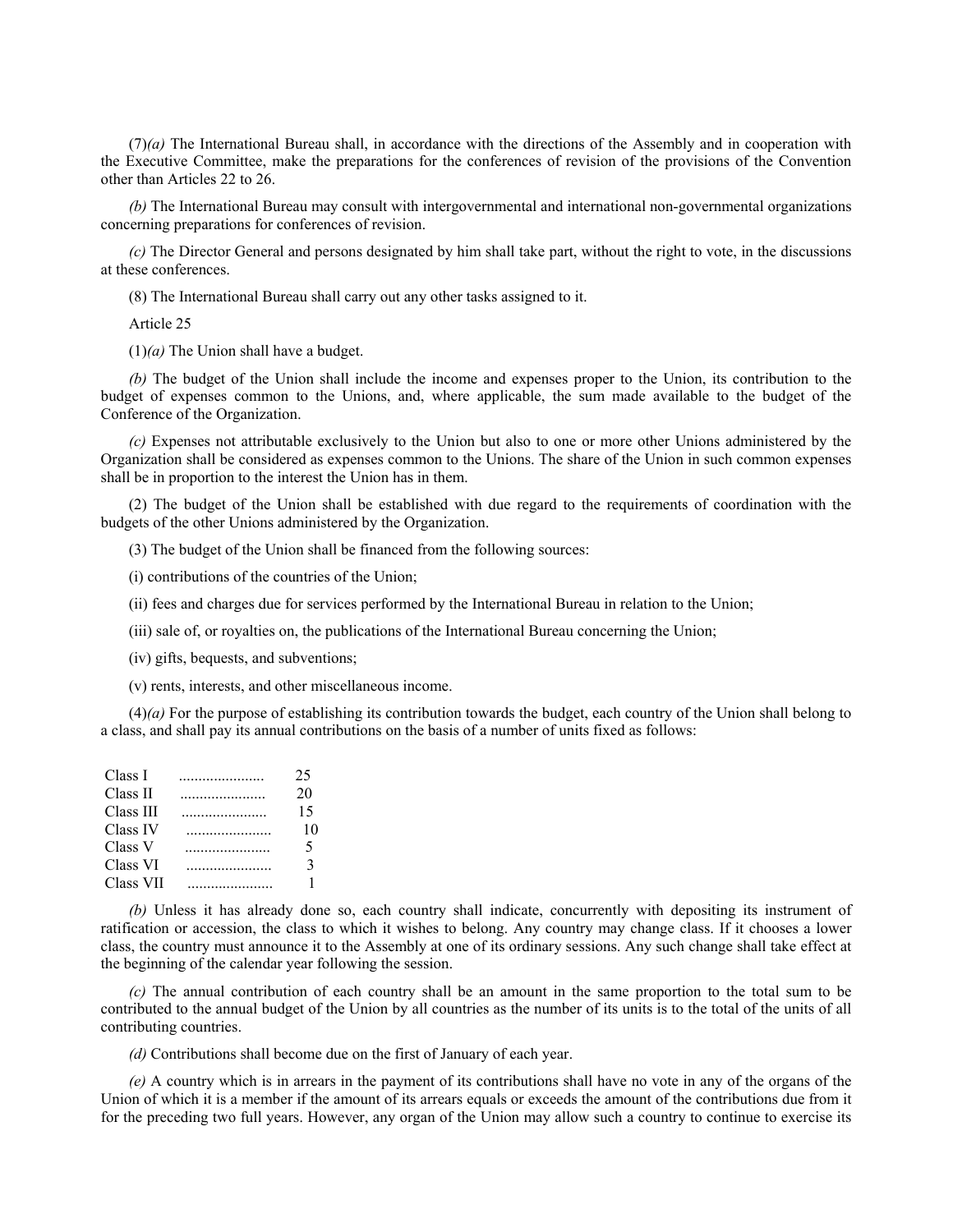(7)*(a)* The International Bureau shall, in accordance with the directions of the Assembly and in cooperation with the Executive Committee, make the preparations for the conferences of revision of the provisions of the Convention other than Articles 22 to 26.

*(b)* The International Bureau may consult with intergovernmental and international non-governmental organizations concerning preparations for conferences of revision.

*(c)* The Director General and persons designated by him shall take part, without the right to vote, in the discussions at these conferences.

(8) The International Bureau shall carry out any other tasks assigned to it.

Article 25

(1)*(a)* The Union shall have a budget.

*(b)* The budget of the Union shall include the income and expenses proper to the Union, its contribution to the budget of expenses common to the Unions, and, where applicable, the sum made available to the budget of the Conference of the Organization.

*(c)* Expenses not attributable exclusively to the Union but also to one or more other Unions administered by the Organization shall be considered as expenses common to the Unions. The share of the Union in such common expenses shall be in proportion to the interest the Union has in them.

(2) The budget of the Union shall be established with due regard to the requirements of coordination with the budgets of the other Unions administered by the Organization.

(3) The budget of the Union shall be financed from the following sources:

(i) contributions of the countries of the Union;

(ii) fees and charges due for services performed by the International Bureau in relation to the Union;

(iii) sale of, or royalties on, the publications of the International Bureau concerning the Union;

(iv) gifts, bequests, and subventions;

(v) rents, interests, and other miscellaneous income.

(4)*(a)* For the purpose of establishing its contribution towards the budget, each country of the Union shall belong to a class, and shall pay its annual contributions on the basis of a number of units fixed as follows:

| | |
|---|---|
| Class I ...................... | 25 |
| Class II ...................... | 20 |
| Class III ...................... | 15 |
| Class IV ...................... | 10 |
| Class V ...................... | 5 |
| Class VI ...................... | 3 |
| Class VII ...................... | 1 |

*(b)* Unless it has already done so, each country shall indicate, concurrently with depositing its instrument of ratification or accession, the class to which it wishes to belong. Any country may change class. If it chooses a lower class, the country must announce it to the Assembly at one of its ordinary sessions. Any such change shall take effect at the beginning of the calendar year following the session.

*(c)* The annual contribution of each country shall be an amount in the same proportion to the total sum to be contributed to the annual budget of the Union by all countries as the number of its units is to the total of the units of all contributing countries.

*(d)* Contributions shall become due on the first of January of each year.

*(e)* A country which is in arrears in the payment of its contributions shall have no vote in any of the organs of the Union of which it is a member if the amount of its arrears equals or exceeds the amount of the contributions due from it for the preceding two full years. However, any organ of the Union may allow such a country to continue to exercise its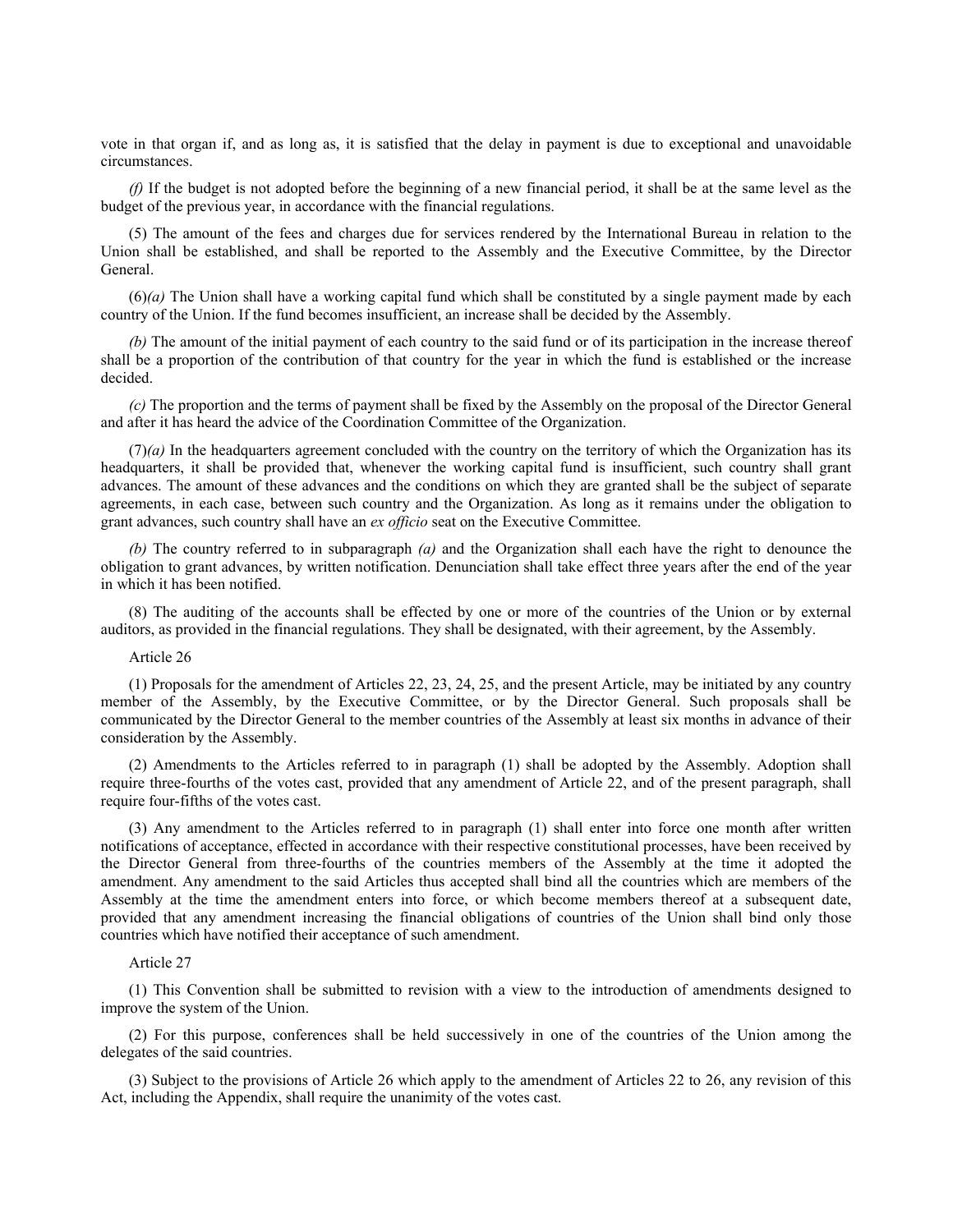vote in that organ if, and as long as, it is satisfied that the delay in payment is due to exceptional and unavoidable circumstances.

*(f)* If the budget is not adopted before the beginning of a new financial period, it shall be at the same level as the budget of the previous year, in accordance with the financial regulations.

(5) The amount of the fees and charges due for services rendered by the International Bureau in relation to the Union shall be established, and shall be reported to the Assembly and the Executive Committee, by the Director General.

(6)*(a)* The Union shall have a working capital fund which shall be constituted by a single payment made by each country of the Union. If the fund becomes insufficient, an increase shall be decided by the Assembly.

*(b)* The amount of the initial payment of each country to the said fund or of its participation in the increase thereof shall be a proportion of the contribution of that country for the year in which the fund is established or the increase decided.

*(c)* The proportion and the terms of payment shall be fixed by the Assembly on the proposal of the Director General and after it has heard the advice of the Coordination Committee of the Organization.

(7)*(a)* In the headquarters agreement concluded with the country on the territory of which the Organization has its headquarters, it shall be provided that, whenever the working capital fund is insufficient, such country shall grant advances. The amount of these advances and the conditions on which they are granted shall be the subject of separate agreements, in each case, between such country and the Organization. As long as it remains under the obligation to grant advances, such country shall have an *ex officio* seat on the Executive Committee.

*(b)* The country referred to in subparagraph *(a)* and the Organization shall each have the right to denounce the obligation to grant advances, by written notification. Denunciation shall take effect three years after the end of the year in which it has been notified.

(8) The auditing of the accounts shall be effected by one or more of the countries of the Union or by external auditors, as provided in the financial regulations. They shall be designated, with their agreement, by the Assembly.

Article 26

(1) Proposals for the amendment of Articles 22, 23, 24, 25, and the present Article, may be initiated by any country member of the Assembly, by the Executive Committee, or by the Director General. Such proposals shall be communicated by the Director General to the member countries of the Assembly at least six months in advance of their consideration by the Assembly.

(2) Amendments to the Articles referred to in paragraph (1) shall be adopted by the Assembly. Adoption shall require three-fourths of the votes cast, provided that any amendment of Article 22, and of the present paragraph, shall require four-fifths of the votes cast.

(3) Any amendment to the Articles referred to in paragraph (1) shall enter into force one month after written notifications of acceptance, effected in accordance with their respective constitutional processes, have been received by the Director General from three-fourths of the countries members of the Assembly at the time it adopted the amendment. Any amendment to the said Articles thus accepted shall bind all the countries which are members of the Assembly at the time the amendment enters into force, or which become members thereof at a subsequent date, provided that any amendment increasing the financial obligations of countries of the Union shall bind only those countries which have notified their acceptance of such amendment.

Article 27

(1) This Convention shall be submitted to revision with a view to the introduction of amendments designed to improve the system of the Union.

(2) For this purpose, conferences shall be held successively in one of the countries of the Union among the delegates of the said countries.

(3) Subject to the provisions of Article 26 which apply to the amendment of Articles 22 to 26, any revision of this Act, including the Appendix, shall require the unanimity of the votes cast.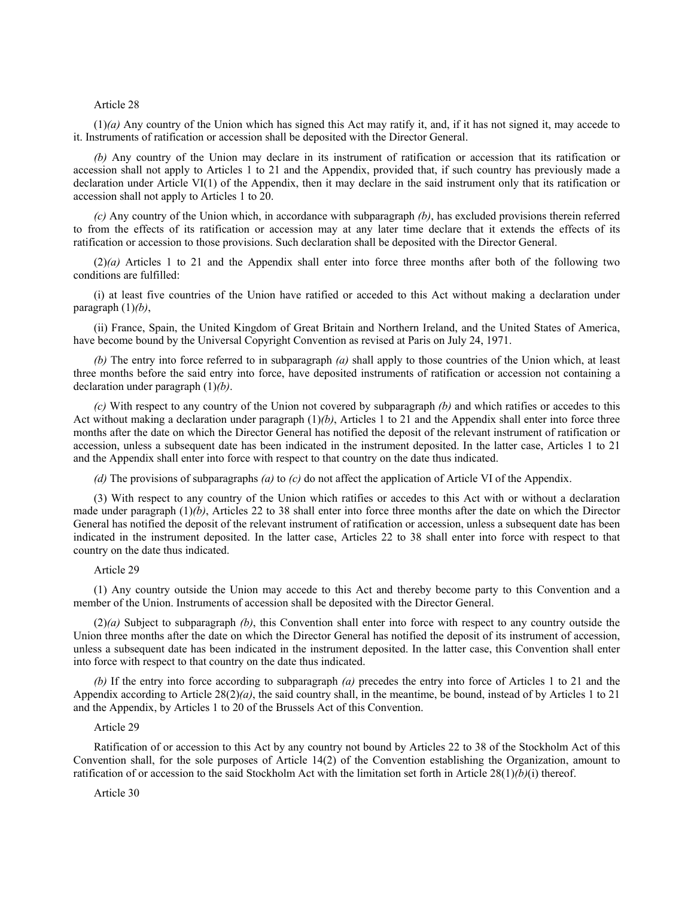Article 28

(1)*(a)* Any country of the Union which has signed this Act may ratify it, and, if it has not signed it, may accede to it. Instruments of ratification or accession shall be deposited with the Director General.

*(b)* Any country of the Union may declare in its instrument of ratification or accession that its ratification or accession shall not apply to Articles 1 to 21 and the Appendix, provided that, if such country has previously made a declaration under Article VI(1) of the Appendix, then it may declare in the said instrument only that its ratification or accession shall not apply to Articles 1 to 20.

*(c)* Any country of the Union which, in accordance with subparagraph *(b)*, has excluded provisions therein referred to from the effects of its ratification or accession may at any later time declare that it extends the effects of its ratification or accession to those provisions. Such declaration shall be deposited with the Director General.

(2)*(a)* Articles 1 to 21 and the Appendix shall enter into force three months after both of the following two conditions are fulfilled:

(i) at least five countries of the Union have ratified or acceded to this Act without making a declaration under paragraph (1)*(b)*,

(ii) France, Spain, the United Kingdom of Great Britain and Northern Ireland, and the United States of America, have become bound by the Universal Copyright Convention as revised at Paris on July 24, 1971.

*(b)* The entry into force referred to in subparagraph *(a)* shall apply to those countries of the Union which, at least three months before the said entry into force, have deposited instruments of ratification or accession not containing a declaration under paragraph (1)*(b)*.

*(c)* With respect to any country of the Union not covered by subparagraph *(b)* and which ratifies or accedes to this Act without making a declaration under paragraph (1)*(b)*, Articles 1 to 21 and the Appendix shall enter into force three months after the date on which the Director General has notified the deposit of the relevant instrument of ratification or accession, unless a subsequent date has been indicated in the instrument deposited. In the latter case, Articles 1 to 21 and the Appendix shall enter into force with respect to that country on the date thus indicated.

*(d)* The provisions of subparagraphs *(a)* to *(c)* do not affect the application of Article VI of the Appendix.

(3) With respect to any country of the Union which ratifies or accedes to this Act with or without a declaration made under paragraph (1)*(b)*, Articles 22 to 38 shall enter into force three months after the date on which the Director General has notified the deposit of the relevant instrument of ratification or accession, unless a subsequent date has been indicated in the instrument deposited. In the latter case, Articles 22 to 38 shall enter into force with respect to that country on the date thus indicated.

Article 29

(1) Any country outside the Union may accede to this Act and thereby become party to this Convention and a member of the Union. Instruments of accession shall be deposited with the Director General.

(2)*(a)* Subject to subparagraph *(b)*, this Convention shall enter into force with respect to any country outside the Union three months after the date on which the Director General has notified the deposit of its instrument of accession, unless a subsequent date has been indicated in the instrument deposited. In the latter case, this Convention shall enter into force with respect to that country on the date thus indicated.

*(b)* If the entry into force according to subparagraph *(a)* precedes the entry into force of Articles 1 to 21 and the Appendix according to Article 28(2)*(a)*, the said country shall, in the meantime, be bound, instead of by Articles 1 to 21 and the Appendix, by Articles 1 to 20 of the Brussels Act of this Convention.

Article 29

Ratification of or accession to this Act by any country not bound by Articles 22 to 38 of the Stockholm Act of this Convention shall, for the sole purposes of Article 14(2) of the Convention establishing the Organization, amount to ratification of or accession to the said Stockholm Act with the limitation set forth in Article 28(1)*(b)*(i) thereof.

Article 30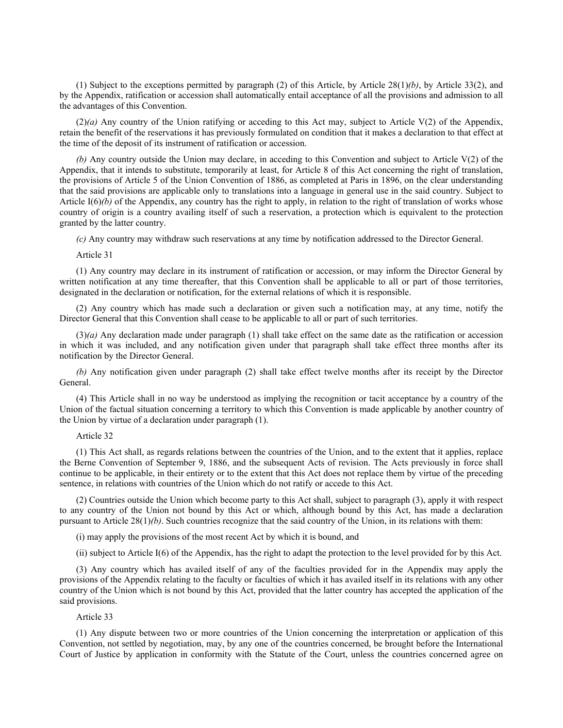(1) Subject to the exceptions permitted by paragraph (2) of this Article, by Article 28(1)*(b)*, by Article 33(2), and by the Appendix, ratification or accession shall automatically entail acceptance of all the provisions and admission to all the advantages of this Convention.

(2)*(a)* Any country of the Union ratifying or acceding to this Act may, subject to Article V(2) of the Appendix, retain the benefit of the reservations it has previously formulated on condition that it makes a declaration to that effect at the time of the deposit of its instrument of ratification or accession.

*(b)* Any country outside the Union may declare, in acceding to this Convention and subject to Article V(2) of the Appendix, that it intends to substitute, temporarily at least, for Article 8 of this Act concerning the right of translation, the provisions of Article 5 of the Union Convention of 1886, as completed at Paris in 1896, on the clear understanding that the said provisions are applicable only to translations into a language in general use in the said country. Subject to Article I(6)*(b)* of the Appendix, any country has the right to apply, in relation to the right of translation of works whose country of origin is a country availing itself of such a reservation, a protection which is equivalent to the protection granted by the latter country.

*(c)* Any country may withdraw such reservations at any time by notification addressed to the Director General.

Article 31

(1) Any country may declare in its instrument of ratification or accession, or may inform the Director General by written notification at any time thereafter, that this Convention shall be applicable to all or part of those territories, designated in the declaration or notification, for the external relations of which it is responsible.

(2) Any country which has made such a declaration or given such a notification may, at any time, notify the Director General that this Convention shall cease to be applicable to all or part of such territories.

(3)*(a)* Any declaration made under paragraph (1) shall take effect on the same date as the ratification or accession in which it was included, and any notification given under that paragraph shall take effect three months after its notification by the Director General.

*(b)* Any notification given under paragraph (2) shall take effect twelve months after its receipt by the Director General.

(4) This Article shall in no way be understood as implying the recognition or tacit acceptance by a country of the Union of the factual situation concerning a territory to which this Convention is made applicable by another country of the Union by virtue of a declaration under paragraph (1).

Article 32

(1) This Act shall, as regards relations between the countries of the Union, and to the extent that it applies, replace the Berne Convention of September 9, 1886, and the subsequent Acts of revision. The Acts previously in force shall continue to be applicable, in their entirety or to the extent that this Act does not replace them by virtue of the preceding sentence, in relations with countries of the Union which do not ratify or accede to this Act.

(2) Countries outside the Union which become party to this Act shall, subject to paragraph (3), apply it with respect to any country of the Union not bound by this Act or which, although bound by this Act, has made a declaration pursuant to Article 28(1)*(b)*. Such countries recognize that the said country of the Union, in its relations with them:

(i) may apply the provisions of the most recent Act by which it is bound, and

(ii) subject to Article I(6) of the Appendix, has the right to adapt the protection to the level provided for by this Act.

(3) Any country which has availed itself of any of the faculties provided for in the Appendix may apply the provisions of the Appendix relating to the faculty or faculties of which it has availed itself in its relations with any other country of the Union which is not bound by this Act, provided that the latter country has accepted the application of the said provisions.

Article 33

(1) Any dispute between two or more countries of the Union concerning the interpretation or application of this Convention, not settled by negotiation, may, by any one of the countries concerned, be brought before the International Court of Justice by application in conformity with the Statute of the Court, unless the countries concerned agree on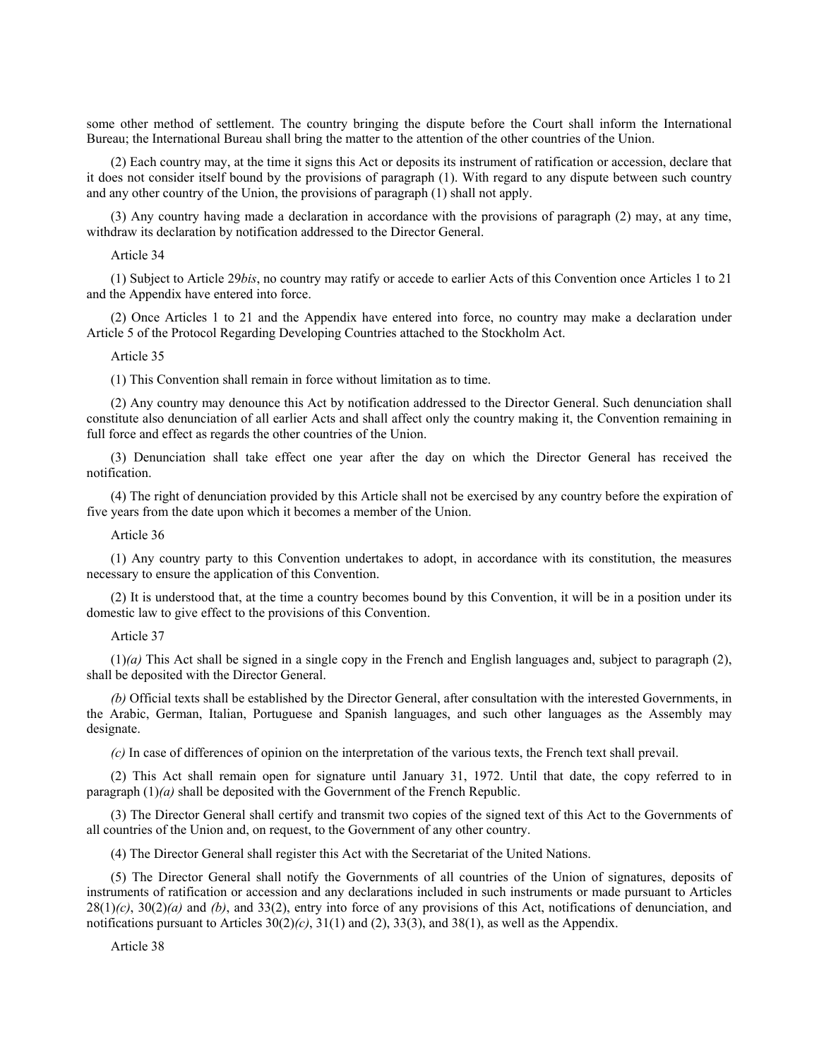some other method of settlement. The country bringing the dispute before the Court shall inform the International Bureau; the International Bureau shall bring the matter to the attention of the other countries of the Union.

(2) Each country may, at the time it signs this Act or deposits its instrument of ratification or accession, declare that it does not consider itself bound by the provisions of paragraph (1). With regard to any dispute between such country and any other country of the Union, the provisions of paragraph (1) shall not apply.

(3) Any country having made a declaration in accordance with the provisions of paragraph (2) may, at any time, withdraw its declaration by notification addressed to the Director General.

Article 34

(1) Subject to Article 29*bis*, no country may ratify or accede to earlier Acts of this Convention once Articles 1 to 21 and the Appendix have entered into force.

(2) Once Articles 1 to 21 and the Appendix have entered into force, no country may make a declaration under Article 5 of the Protocol Regarding Developing Countries attached to the Stockholm Act.

Article 35

(1) This Convention shall remain in force without limitation as to time.

(2) Any country may denounce this Act by notification addressed to the Director General. Such denunciation shall constitute also denunciation of all earlier Acts and shall affect only the country making it, the Convention remaining in full force and effect as regards the other countries of the Union.

(3) Denunciation shall take effect one year after the day on which the Director General has received the notification.

(4) The right of denunciation provided by this Article shall not be exercised by any country before the expiration of five years from the date upon which it becomes a member of the Union.

Article 36

(1) Any country party to this Convention undertakes to adopt, in accordance with its constitution, the measures necessary to ensure the application of this Convention.

(2) It is understood that, at the time a country becomes bound by this Convention, it will be in a position under its domestic law to give effect to the provisions of this Convention.

Article 37

(1)*(a)* This Act shall be signed in a single copy in the French and English languages and, subject to paragraph (2), shall be deposited with the Director General.

*(b)* Official texts shall be established by the Director General, after consultation with the interested Governments, in the Arabic, German, Italian, Portuguese and Spanish languages, and such other languages as the Assembly may designate.

*(c)* In case of differences of opinion on the interpretation of the various texts, the French text shall prevail.

(2) This Act shall remain open for signature until January 31, 1972. Until that date, the copy referred to in paragraph (1)*(a)* shall be deposited with the Government of the French Republic.

(3) The Director General shall certify and transmit two copies of the signed text of this Act to the Governments of all countries of the Union and, on request, to the Government of any other country.

(4) The Director General shall register this Act with the Secretariat of the United Nations.

(5) The Director General shall notify the Governments of all countries of the Union of signatures, deposits of instruments of ratification or accession and any declarations included in such instruments or made pursuant to Articles 28(1)*(c)*, 30(2)*(a)* and *(b)*, and 33(2), entry into force of any provisions of this Act, notifications of denunciation, and notifications pursuant to Articles 30(2)*(c)*, 31(1) and (2), 33(3), and 38(1), as well as the Appendix.

Article 38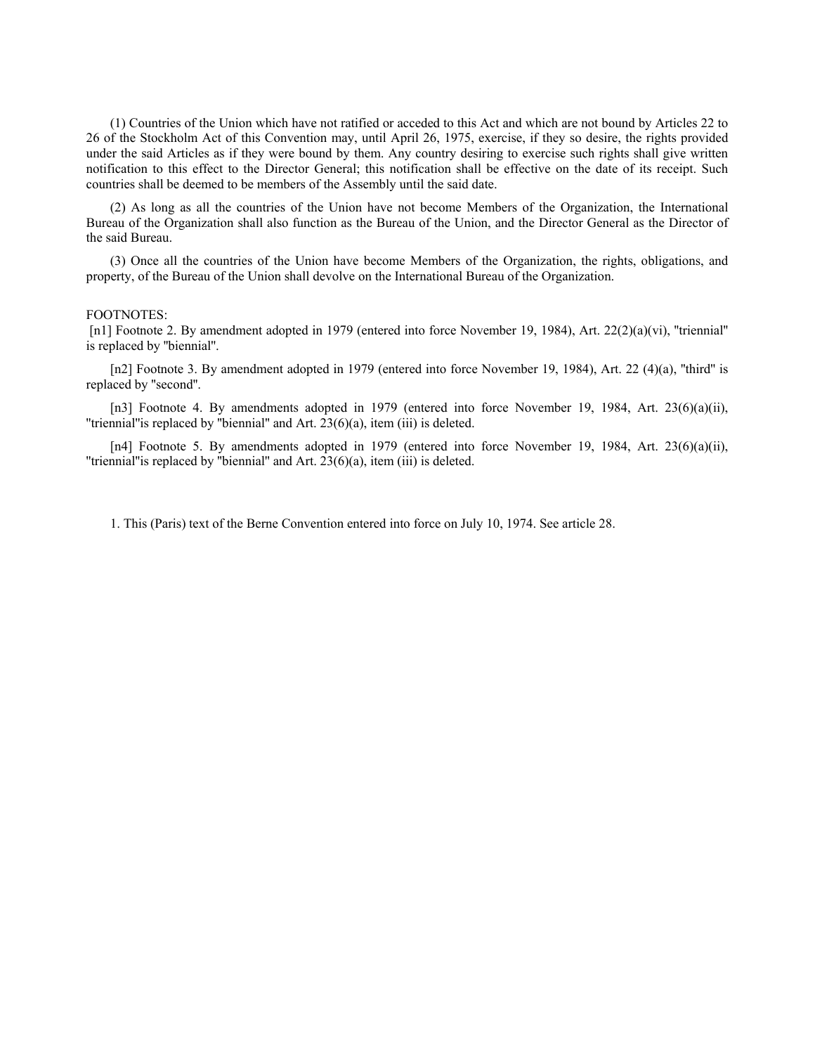(1) Countries of the Union which have not ratified or acceded to this Act and which are not bound by Articles 22 to 26 of the Stockholm Act of this Convention may, until April 26, 1975, exercise, if they so desire, the rights provided under the said Articles as if they were bound by them. Any country desiring to exercise such rights shall give written notification to this effect to the Director General; this notification shall be effective on the date of its receipt. Such countries shall be deemed to be members of the Assembly until the said date.

(2) As long as all the countries of the Union have not become Members of the Organization, the International Bureau of the Organization shall also function as the Bureau of the Union, and the Director General as the Director of the said Bureau.

(3) Once all the countries of the Union have become Members of the Organization, the rights, obligations, and property, of the Bureau of the Union shall devolve on the International Bureau of the Organization.

FOOTNOTES:

[n1] Footnote 2. By amendment adopted in 1979 (entered into force November 19, 1984), Art. 22(2)(a)(vi), "triennial" is replaced by "biennial".

[n2] Footnote 3. By amendment adopted in 1979 (entered into force November 19, 1984), Art. 22 (4)(a), "third" is replaced by "second".

[n3] Footnote 4. By amendments adopted in 1979 (entered into force November 19, 1984, Art. 23(6)(a)(ii), "triennial"is replaced by "biennial" and Art. 23(6)(a), item (iii) is deleted.

[n4] Footnote 5. By amendments adopted in 1979 (entered into force November 19, 1984, Art. 23(6)(a)(ii), "triennial"is replaced by "biennial" and Art. 23(6)(a), item (iii) is deleted.

1. This (Paris) text of the Berne Convention entered into force on July 10, 1974. See article 28.